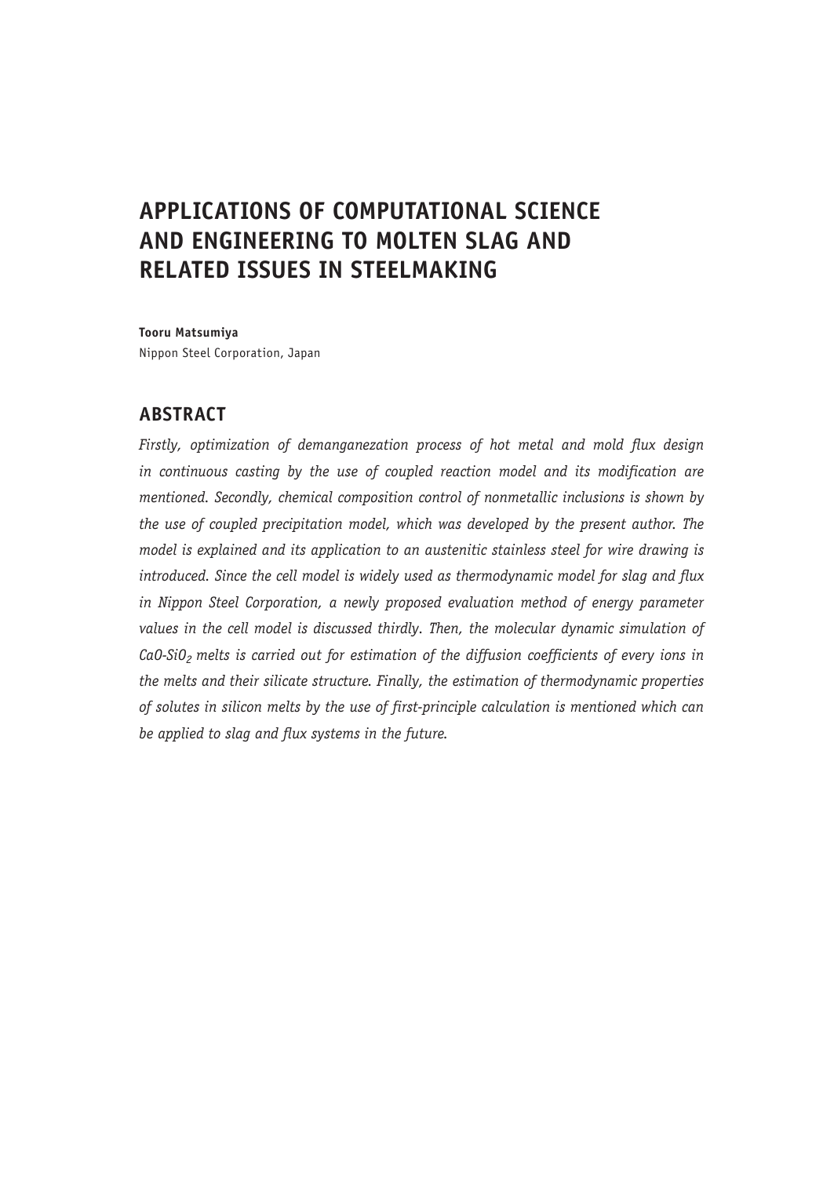# APPLICATIONS OF COMPUTATIONAL SCIENCE AND ENGINEERING TO MOLTEN SLAG AND RELATED ISSUES IN STEELMAKING

**Tooru Matsumiya**
Nippon Steel Corporation, Japan

## ABSTRACT

*Firstly, optimization of demanganezation process of hot metal and mold flux design in continuous casting by the use of coupled reaction model and its modification are mentioned. Secondly, chemical composition control of nonmetallic inclusions is shown by the use of coupled precipitation model, which was developed by the present author. The model is explained and its application to an austenitic stainless steel for wire drawing is introduced. Since the cell model is widely used as thermodynamic model for slag and flux in Nippon Steel Corporation, a newly proposed evaluation method of energy parameter values in the cell model is discussed thirdly. Then, the molecular dynamic simulation of $CaO$-$SiO_2$ melts is carried out for estimation of the diffusion coefficients of every ions in the melts and their silicate structure. Finally, the estimation of thermodynamic properties of solutes in silicon melts by the use of first-principle calculation is mentioned which can be applied to slag and flux systems in the future.*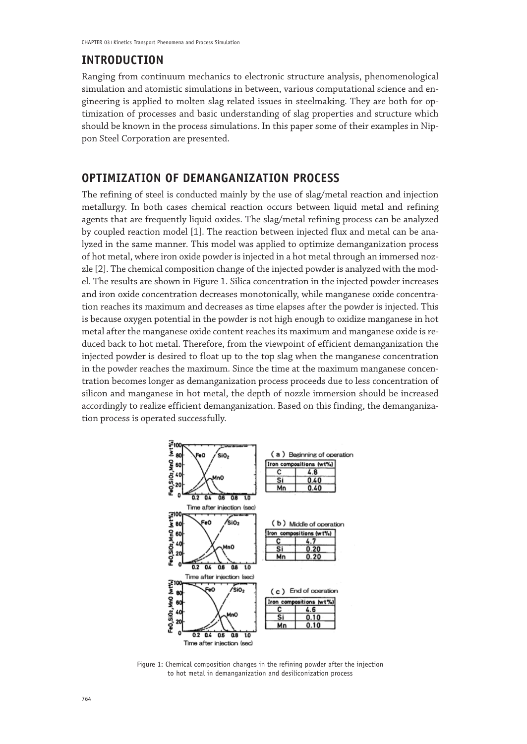## INTRODUCTION

Ranging from continuum mechanics to electronic structure analysis, phenomenological simulation and atomistic simulations in between, various computational science and engineering is applied to molten slag related issues in steelmaking. They are both for optimization of processes and basic understanding of slag properties and structure which should be known in the process simulations. In this paper some of their examples in Nippon Steel Corporation are presented.

## OPTIMIZATION OF DEMANGANIZATION PROCESS

The refining of steel is conducted mainly by the use of slag/metal reaction and injection metallurgy. In both cases chemical reaction occurs between liquid metal and refining agents that are frequently liquid oxides. The slag/metal refining process can be analyzed by coupled reaction model [1]. The reaction between injected flux and metal can be analyzed in the same manner. This model was applied to optimize demanganization process of hot metal, where iron oxide powder is injected in a hot metal through an immersed nozzle [2]. The chemical composition change of the injected powder is analyzed with the model. The results are shown in Figure 1. Silica concentration in the injected powder increases and iron oxide concentration decreases monotonically, while manganese oxide concentration reaches its maximum and decreases as time elapses after the powder is injected. This is because oxygen potential in the powder is not high enough to oxidize manganese in hot metal after the manganese oxide content reaches its maximum and manganese oxide is reduced back to hot metal. Therefore, from the viewpoint of efficient demanganization the injected powder is desired to float up to the top slag when the manganese concentration in the powder reaches the maximum. Since the time at the maximum manganese concentration becomes longer as demanganization process proceeds due to less concentration of silicon and manganese in hot metal, the depth of nozzle immersion should be increased accordingly to realize efficient demanganization. Based on this finding, the demanganization process is operated successfully.

(a) Beginning of operation

| Iron compositions (wt%) | |
|---|---|
| C | 4.8 |
| Si | 0.40 |
| Mn | 0.40 |

(b) Middle of operation

| Iron compositions (wt%) | |
|---|---|
| C | 4.7 |
| Si | 0.20 |
| Mn | 0.20 |

(c) End of operation

| Iron compositions (wt%) | |
|---|---|
| C | 4.6 |
| Si | 0.10 |
| Mn | 0.10 |

Figure 1: Chemical composition changes in the refining powder after the injection to hot metal in demanganization and desiliconization process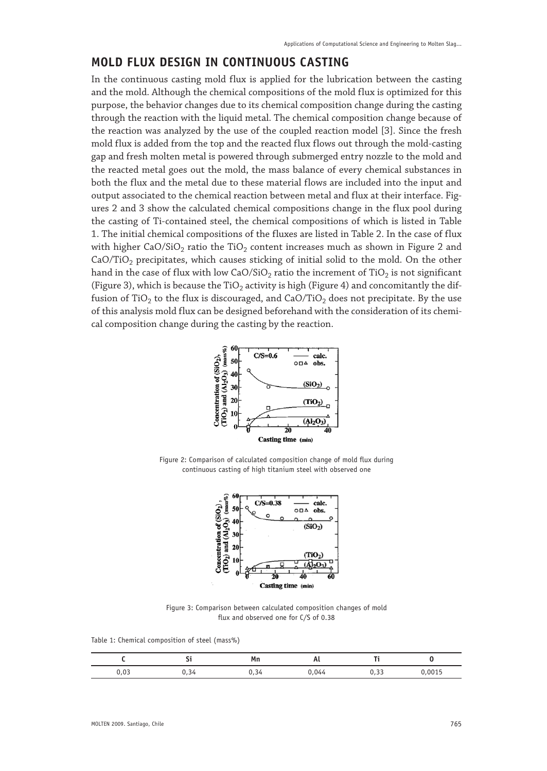## MOLD FLUX DESIGN IN CONTINUOUS CASTING

In the continuous casting mold flux is applied for the lubrication between the casting and the mold. Although the chemical compositions of the mold flux is optimized for this purpose, the behavior changes due to its chemical composition change during the casting through the reaction with the liquid metal. The chemical composition change because of the reaction was analyzed by the use of the coupled reaction model [3]. Since the fresh mold flux is added from the top and the reacted flux flows out through the mold-casting gap and fresh molten metal is powered through submerged entry nozzle to the mold and the reacted metal goes out the mold, the mass balance of every chemical substances in both the flux and the metal due to these material flows are included into the input and output associated to the chemical reaction between metal and flux at their interface. Figures 2 and 3 show the calculated chemical compositions change in the flux pool during the casting of Ti-contained steel, the chemical compositions of which is listed in Table 1. The initial chemical compositions of the fluxes are listed in Table 2. In the case of flux with higher $CaO/SiO_2$ ratio the $TiO_2$ content increases much as shown in Figure 2 and $CaO/TiO_2$ precipitates, which causes sticking of initial solid to the mold. On the other hand in the case of flux with low $CaO/SiO_2$ ratio the increment of $TiO_2$ is not significant (Figure 3), which is because the $TiO_2$ activity is high (Figure 4) and concomitantly the diffusion of $TiO_2$ to the flux is discouraged, and $CaO/TiO_2$ does not precipitate. By the use of this analysis mold flux can be designed beforehand with the consideration of its chemical composition change during the casting by the reaction.

Figure 2: Comparison of calculated composition change of mold flux during continuous casting of high titanium steel with observed one

Figure 3: Comparison between calculated composition changes of mold flux and observed one for C/S of 0.38

Table 1: Chemical composition of steel (mass%)

| C | Si | Mn | Al | Ti | O |
|---|---|---|---|---|---|
| 0,03 | 0,34 | 0,34 | 0,044 | 0,33 | 0,0015 |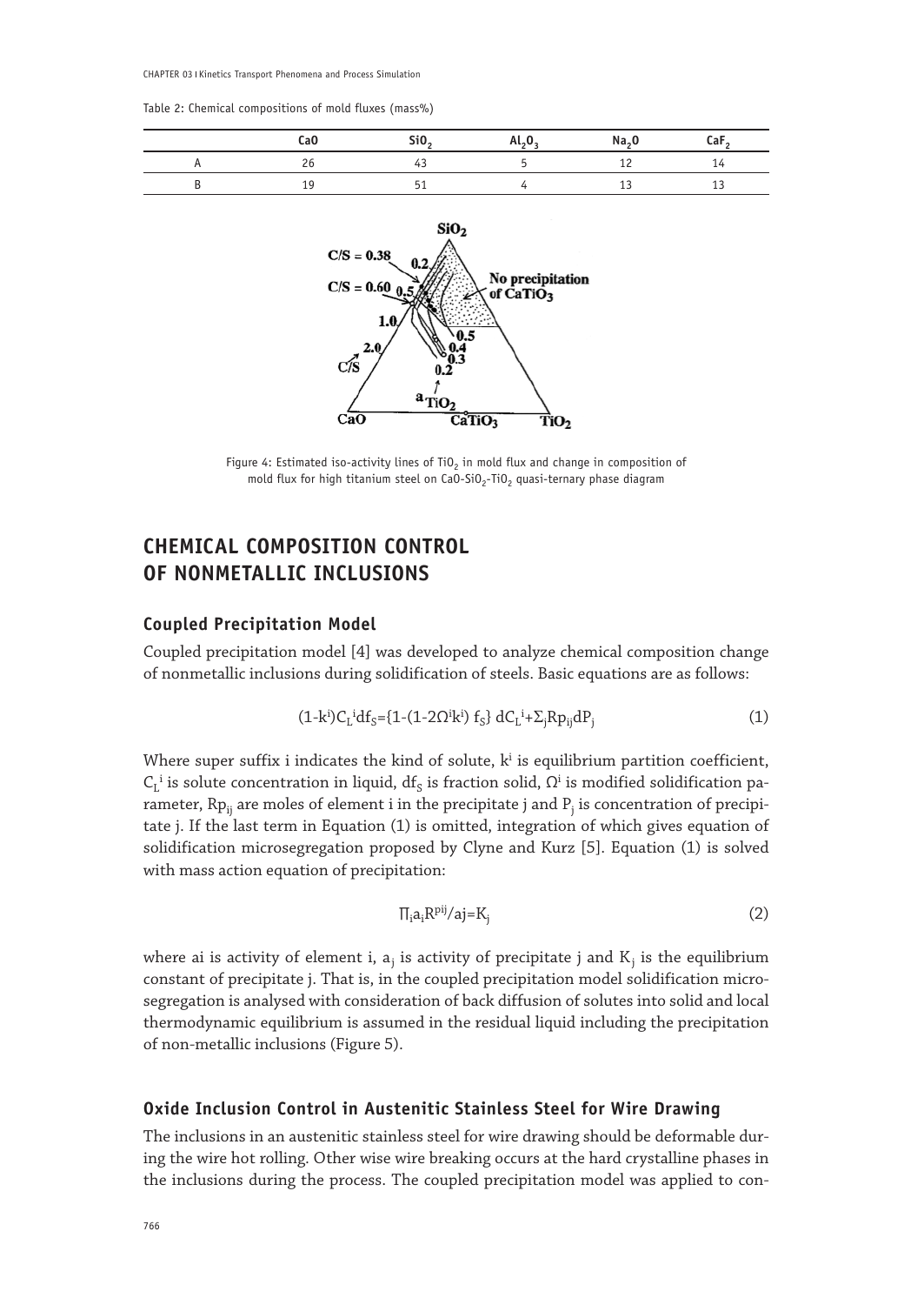Table 2: Chemical compositions of mold fluxes (mass%)

| | CaO | $SiO_2$ | $Al_2O_3$ | $Na_2O$ | $CaF_2$ |
|---|---|---|---|---|---|
| A | 26 | 43 | 5 | 12 | 14 |
| B | 19 | 51 | 4 | 13 | 13 |

Figure 4: Estimated iso-activity lines of $TiO_2$ in mold flux and change in composition of mold flux for high titanium steel on $CaO$-$SiO_2$-$TiO_2$ quasi-ternary phase diagram

## CHEMICAL COMPOSITION CONTROL OF NONMETALLIC INCLUSIONS

### Coupled Precipitation Model

Coupled precipitation model [4] was developed to analyze chemical composition change of nonmetallic inclusions during solidification of steels. Basic equations are as follows:

$$(1-k^i)C_L^i df_S=\{1-(1-2\Omega^i k^i)\, f_S\}\, dC_L^i+\Sigma_j Rp_{ij} dP_j \tag{1}$$

Where super suffix i indicates the kind of solute, $k^i$ is equilibrium partition coefficient, $C_L^i$ is solute concentration in liquid, $df_S$ is fraction solid, $\Omega^i$ is modified solidification parameter, $Rp_{ij}$ are moles of element i in the precipitate j and $P_j$ is concentration of precipitate j. If the last term in Equation (1) is omitted, integration of which gives equation of solidification microsegregation proposed by Clyne and Kurz [5]. Equation (1) is solved with mass action equation of precipitation:

$$\Pi_i a_i R^{pij}/aj=K_j \tag{2}$$

where ai is activity of element i, $a_j$ is activity of precipitate j and $K_j$ is the equilibrium constant of precipitate j. That is, in the coupled precipitation model solidification microsegregation is analysed with consideration of back diffusion of solutes into solid and local thermodynamic equilibrium is assumed in the residual liquid including the precipitation of non-metallic inclusions (Figure 5).

### Oxide Inclusion Control in Austenitic Stainless Steel for Wire Drawing

The inclusions in an austenitic stainless steel for wire drawing should be deformable during the wire hot rolling. Other wise wire breaking occurs at the hard crystalline phases in the inclusions during the process. The coupled precipitation model was applied to con-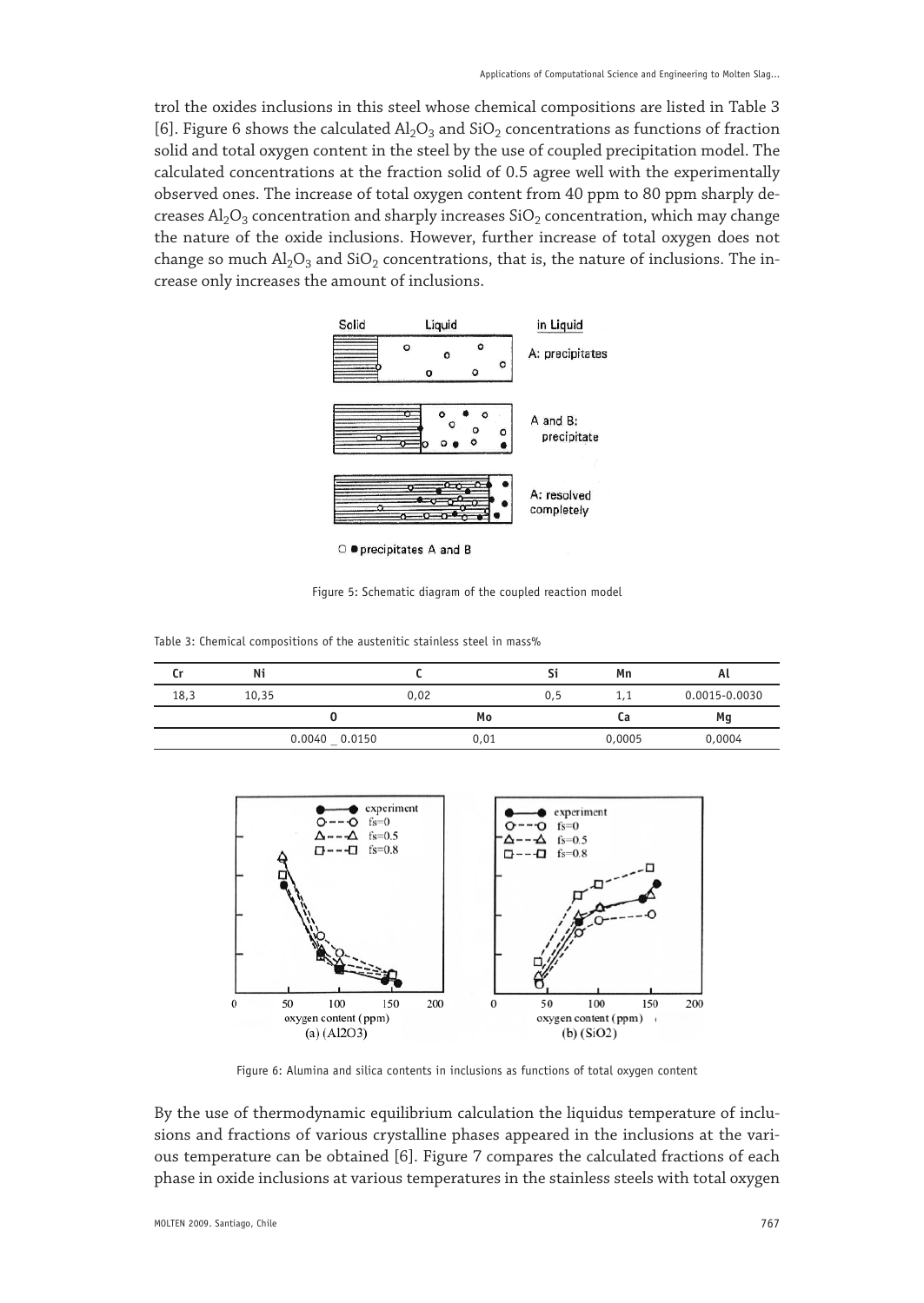trol the oxides inclusions in this steel whose chemical compositions are listed in Table 3 [6]. Figure 6 shows the calculated $Al_2O_3$ and $SiO_2$ concentrations as functions of fraction solid and total oxygen content in the steel by the use of coupled precipitation model. The calculated concentrations at the fraction solid of 0.5 agree well with the experimentally observed ones. The increase of total oxygen content from 40 ppm to 80 ppm sharply decreases $Al_2O_3$ concentration and sharply increases $SiO_2$ concentration, which may change the nature of the oxide inclusions. However, further increase of total oxygen does not change so much $Al_2O_3$ and $SiO_2$ concentrations, that is, the nature of inclusions. The increase only increases the amount of inclusions.

Figure 5: Schematic diagram of the coupled reaction model

Table 3: Chemical compositions of the austenitic stainless steel in mass%

| Cr | Ni | C | Si | Mn | Al |
|---|---|---|---|---|---|
| 18,3 | 10,35 | 0,02 | 0,5 | 1,1 | 0.0015-0.0030 |
| O | | Mo | | Ca | Mg |
| 0.0040 _ 0.0150 | | 0,01 | | 0,0005 | 0,0004 |

Figure 6: Alumina and silica contents in inclusions as functions of total oxygen content

By the use of thermodynamic equilibrium calculation the liquidus temperature of inclusions and fractions of various crystalline phases appeared in the inclusions at the various temperature can be obtained [6]. Figure 7 compares the calculated fractions of each phase in oxide inclusions at various temperatures in the stainless steels with total oxygen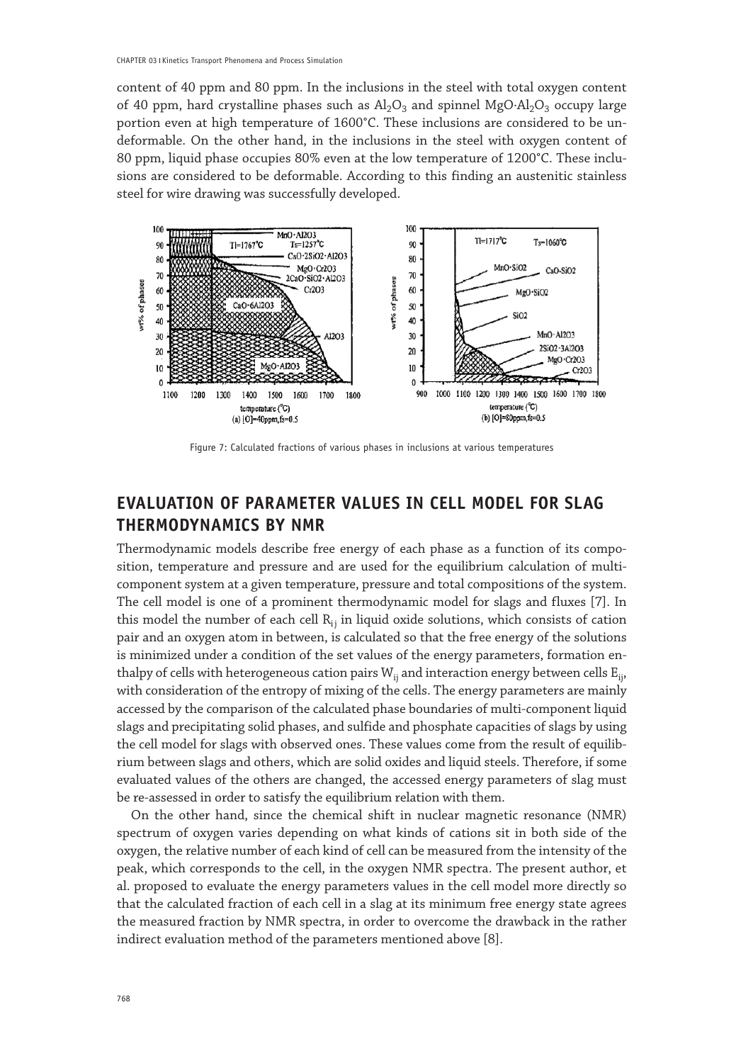content of 40 ppm and 80 ppm. In the inclusions in the steel with total oxygen content of 40 ppm, hard crystalline phases such as $Al_2O_3$ and spinnel $MgO \cdot Al_2O_3$ occupy large portion even at high temperature of 1600°C. These inclusions are considered to be undeformable. On the other hand, in the inclusions in the steel with oxygen content of 80 ppm, liquid phase occupies 80% even at the low temperature of 1200°C. These inclusions are considered to be deformable. According to this finding an austenitic stainless steel for wire drawing was successfully developed.

Figure 7: Calculated fractions of various phases in inclusions at various temperatures

## EVALUATION OF PARAMETER VALUES IN CELL MODEL FOR SLAG THERMODYNAMICS BY NMR

Thermodynamic models describe free energy of each phase as a function of its composition, temperature and pressure and are used for the equilibrium calculation of multi-component system at a given temperature, pressure and total compositions of the system. The cell model is one of a prominent thermodynamic model for slags and fluxes [7]. In this model the number of each cell $R_{ij}$ in liquid oxide solutions, which consists of cation pair and an oxygen atom in between, is calculated so that the free energy of the solutions is minimized under a condition of the set values of the energy parameters, formation enthalpy of cells with heterogeneous cation pairs $W_{ij}$ and interaction energy between cells $E_{ij}$, with consideration of the entropy of mixing of the cells. The energy parameters are mainly accessed by the comparison of the calculated phase boundaries of multi-component liquid slags and precipitating solid phases, and sulfide and phosphate capacities of slags by using the cell model for slags with observed ones. These values come from the result of equilibrium between slags and others, which are solid oxides and liquid steels. Therefore, if some evaluated values of the others are changed, the accessed energy parameters of slag must be re-assessed in order to satisfy the equilibrium relation with them.

On the other hand, since the chemical shift in nuclear magnetic resonance (NMR) spectrum of oxygen varies depending on what kinds of cations sit in both side of the oxygen, the relative number of each kind of cell can be measured from the intensity of the peak, which corresponds to the cell, in the oxygen NMR spectra. The present author, et al. proposed to evaluate the energy parameters values in the cell model more directly so that the calculated fraction of each cell in a slag at its minimum free energy state agrees the measured fraction by NMR spectra, in order to overcome the drawback in the rather indirect evaluation method of the parameters mentioned above [8].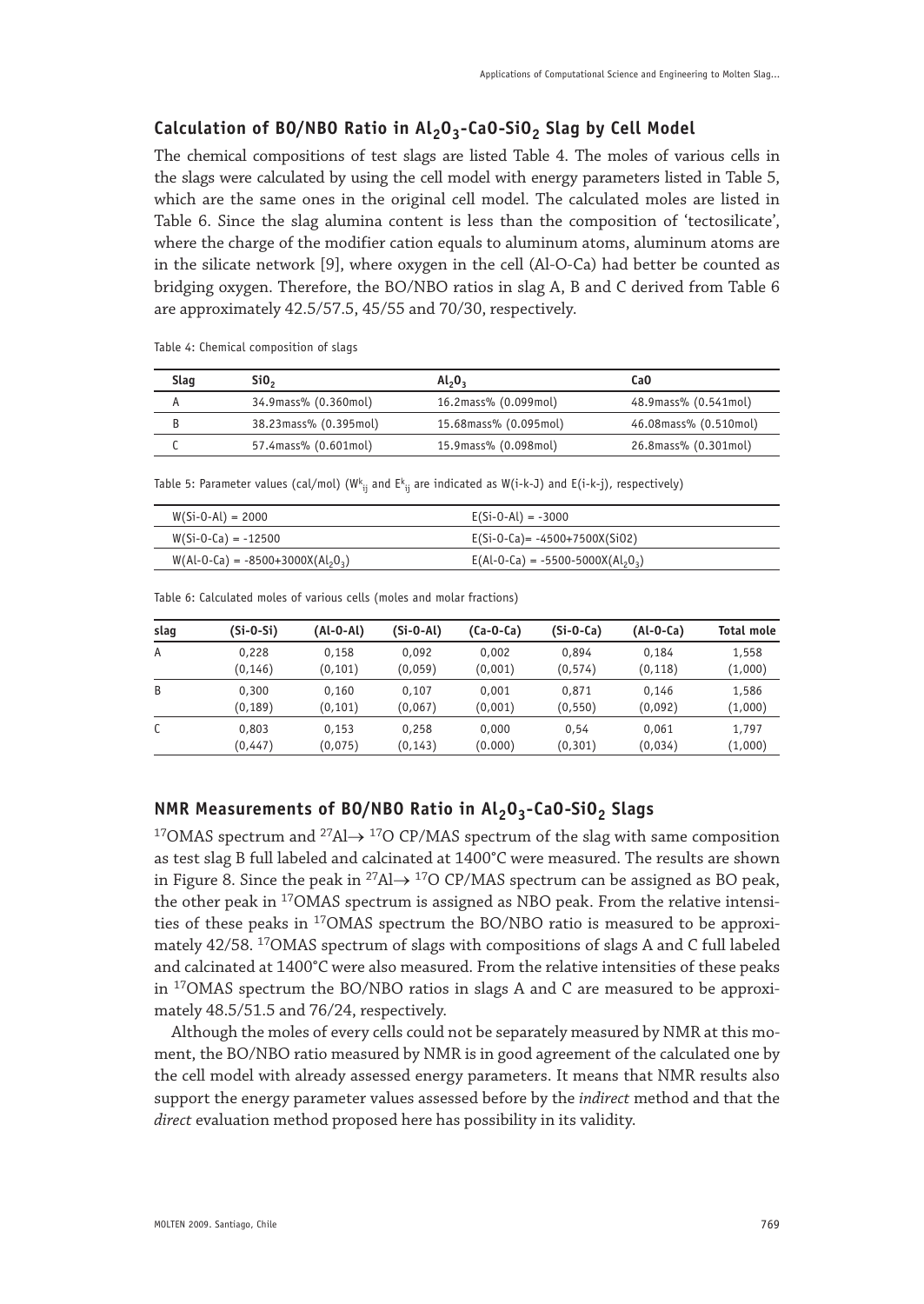## Calculation of BO/NBO Ratio in $Al_2O_3$-CaO-$SiO_2$ Slag by Cell Model

The chemical compositions of test slags are listed Table 4. The moles of various cells in the slags were calculated by using the cell model with energy parameters listed in Table 5, which are the same ones in the original cell model. The calculated moles are listed in Table 6. Since the slag alumina content is less than the composition of 'tectosilicate', where the charge of the modifier cation equals to aluminum atoms, aluminum atoms are in the silicate network [9], where oxygen in the cell (Al-O-Ca) had better be counted as bridging oxygen. Therefore, the BO/NBO ratios in slag A, B and C derived from Table 6 are approximately 42.5/57.5, 45/55 and 70/30, respectively.

Table 4: Chemical composition of slags

| Slag | $SiO_2$ | $Al_2O_3$ | CaO |
|---|---|---|---|
| A | 34.9mass% (0.360mol) | 16.2mass% (0.099mol) | 48.9mass% (0.541mol) |
| B | 38.23mass% (0.395mol) | 15.68mass% (0.095mol) | 46.08mass% (0.510mol) |
| C | 57.4mass% (0.601mol) | 15.9mass% (0.098mol) | 26.8mass% (0.301mol) |

Table 5: Parameter values (cal/mol) ($W^k_{ij}$ and $E^k_{ij}$ are indicated as W(i-k-J) and E(i-k-j), respectively)

| | |
|---|---|
| W(Si-O-Al) = 2000 | E(Si-O-Al) = -3000 |
| W(Si-O-Ca) = -12500 | E(Si-O-Ca)= -4500+7500X(SiO2) |
| W(Al-O-Ca) = -8500+3000X($Al_2O_3$) | E(Al-O-Ca) = -5500-5000X($Al_2O_3$) |

Table 6: Calculated moles of various cells (moles and molar fractions)

| slag | (Si-O-Si) | (Al-O-Al) | (Si-O-Al) | (Ca-O-Ca) | (Si-O-Ca) | (Al-O-Ca) | Total mole |
|---|---|---|---|---|---|---|---|
| A | 0,228 (0,146) | 0,158 (0,101) | 0,092 (0,059) | 0,002 (0,001) | 0,894 (0,574) | 0,184 (0,118) | 1,558 (1,000) |
| B | 0,300 (0,189) | 0,160 (0,101) | 0,107 (0,067) | 0,001 (0,001) | 0,871 (0,550) | 0,146 (0,092) | 1,586 (1,000) |
| C | 0,803 (0,447) | 0,153 (0,075) | 0,258 (0,143) | 0,000 (0.000) | 0,54 (0,301) | 0,061 (0,034) | 1,797 (1,000) |

## NMR Measurements of BO/NBO Ratio in $Al_2O_3$-CaO-$SiO_2$ Slags

$^{17}$OMAS spectrum and $^{27}$Al→ $^{17}$O CP/MAS spectrum of the slag with same composition as test slag B full labeled and calcinated at 1400°C were measured. The results are shown in Figure 8. Since the peak in $^{27}$Al→ $^{17}$O CP/MAS spectrum can be assigned as BO peak, the other peak in $^{17}$OMAS spectrum is assigned as NBO peak. From the relative intensities of these peaks in $^{17}$OMAS spectrum the BO/NBO ratio is measured to be approximately 42/58. $^{17}$OMAS spectrum of slags with compositions of slags A and C full labeled and calcinated at 1400°C were also measured. From the relative intensities of these peaks in $^{17}$OMAS spectrum the BO/NBO ratios in slags A and C are measured to be approximately 48.5/51.5 and 76/24, respectively.

Although the moles of every cells could not be separately measured by NMR at this moment, the BO/NBO ratio measured by NMR is in good agreement of the calculated one by the cell model with already assessed energy parameters. It means that NMR results also support the energy parameter values assessed before by the *indirect* method and that the *direct* evaluation method proposed here has possibility in its validity.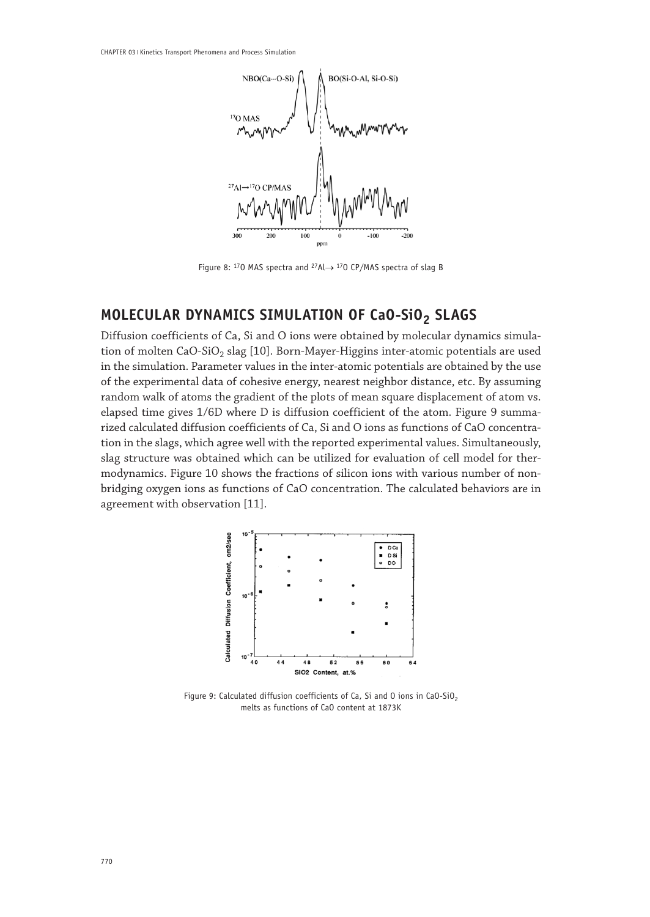Figure 8: $^{17}O$ MAS spectra and $^{27}Al \rightarrow {}^{17}O$ CP/MAS spectra of slag B

## MOLECULAR DYNAMICS SIMULATION OF $CaO\text{-}SiO_2$ SLAGS

Diffusion coefficients of Ca, Si and O ions were obtained by molecular dynamics simulation of molten $CaO\text{-}SiO_2$ slag [10]. Born-Mayer-Higgins inter-atomic potentials are used in the simulation. Parameter values in the inter-atomic potentials are obtained by the use of the experimental data of cohesive energy, nearest neighbor distance, etc. By assuming random walk of atoms the gradient of the plots of mean square displacement of atom vs. elapsed time gives 1/6D where D is diffusion coefficient of the atom. Figure 9 summarized calculated diffusion coefficients of Ca, Si and O ions as functions of CaO concentration in the slags, which agree well with the reported experimental values. Simultaneously, slag structure was obtained which can be utilized for evaluation of cell model for thermodynamics. Figure 10 shows the fractions of silicon ions with various number of non-bridging oxygen ions as functions of CaO concentration. The calculated behaviors are in agreement with observation [11].

Figure 9: Calculated diffusion coefficients of Ca, Si and O ions in $CaO\text{-}SiO_2$ melts as functions of CaO content at 1873K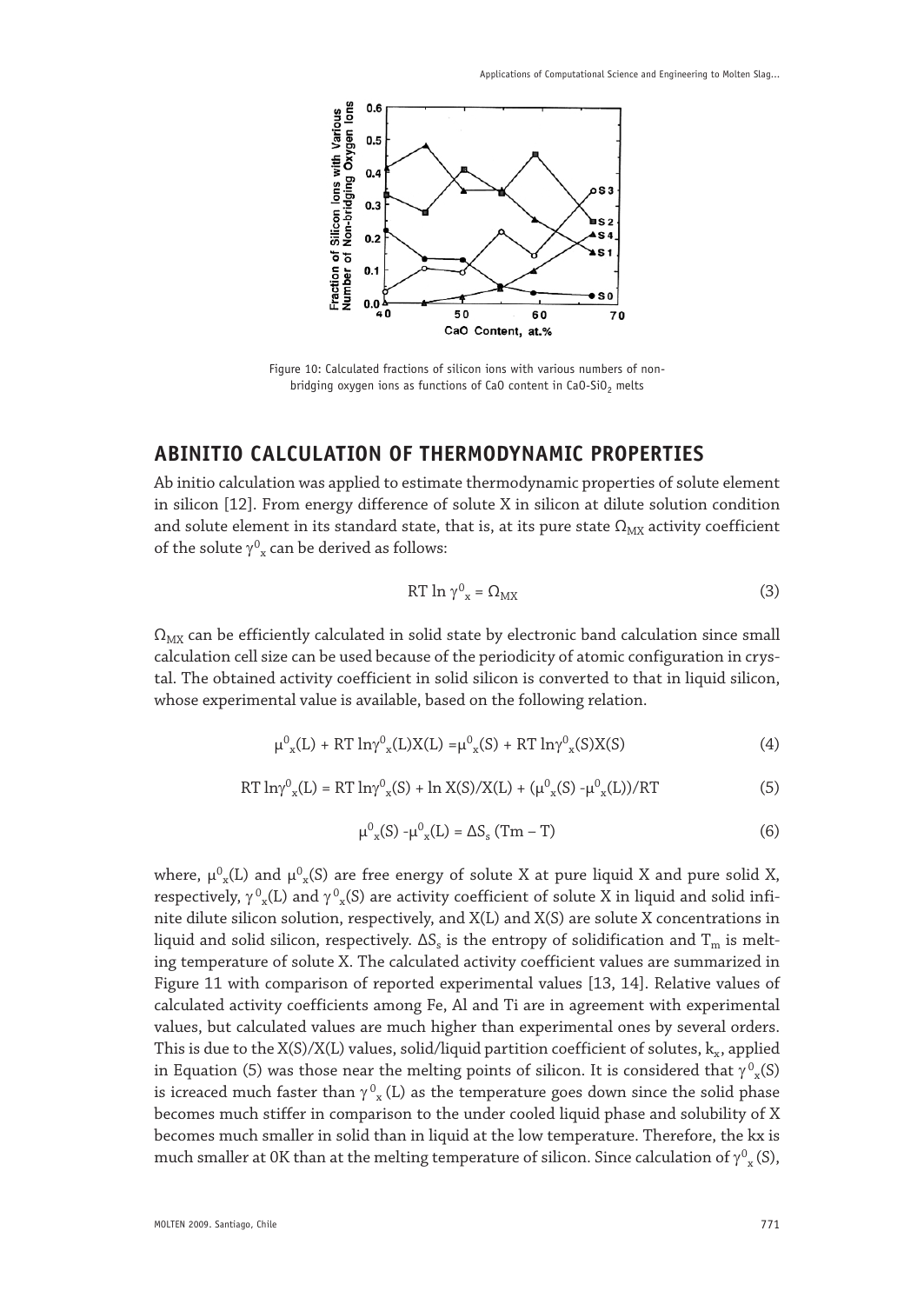Figure 10: Calculated fractions of silicon ions with various numbers of non-bridging oxygen ions as functions of CaO content in $CaO$-$SiO_2$ melts

## ABINITIO CALCULATION OF THERMODYNAMIC PROPERTIES

Ab initio calculation was applied to estimate thermodynamic properties of solute element in silicon [12]. From energy difference of solute X in silicon at dilute solution condition and solute element in its standard state, that is, at its pure state $\Omega_{MX}$ activity coefficient of the solute $\gamma^0_x$ can be derived as follows:

$$RT \ln \gamma^0_x = \Omega_{MX} \tag{3}$$

$\Omega_{MX}$ can be efficiently calculated in solid state by electronic band calculation since small calculation cell size can be used because of the periodicity of atomic configuration in crystal. The obtained activity coefficient in solid silicon is converted to that in liquid silicon, whose experimental value is available, based on the following relation.

$$\mu^0_x(L) + RT \ln\gamma^0_x(L)X(L) = \mu^0_x(S) + RT \ln\gamma^0_x(S)X(S) \tag{4}$$

$$RT \ln\gamma^0_x(L) = RT \ln\gamma^0_x(S) + \ln X(S)/X(L) + (\mu^0_x(S) - \mu^0_x(L))/RT \tag{5}$$

$$\mu^0_x(S) - \mu^0_x(L) = \Delta S_s (Tm - T) \tag{6}$$

where, $\mu^0_x(L)$ and $\mu^0_x(S)$ are free energy of solute X at pure liquid X and pure solid X, respectively, $\gamma^0_x(L)$ and $\gamma^0_x(S)$ are activity coefficient of solute X in liquid and solid infinite dilute silicon solution, respectively, and X(L) and X(S) are solute X concentrations in liquid and solid silicon, respectively. $\Delta S_s$ is the entropy of solidification and $T_m$ is melting temperature of solute X. The calculated activity coefficient values are summarized in Figure 11 with comparison of reported experimental values [13, 14]. Relative values of calculated activity coefficients among Fe, Al and Ti are in agreement with experimental values, but calculated values are much higher than experimental ones by several orders. This is due to the X(S)/X(L) values, solid/liquid partition coefficient of solutes, $k_x$, applied in Equation (5) was those near the melting points of silicon. It is considered that $\gamma^0_x(S)$ is icreaced much faster than $\gamma^0_x(L)$ as the temperature goes down since the solid phase becomes much stiffer in comparison to the under cooled liquid phase and solubility of X becomes much smaller in solid than in liquid at the low temperature. Therefore, the kx is much smaller at 0K than at the melting temperature of silicon. Since calculation of $\gamma^0_x(S)$,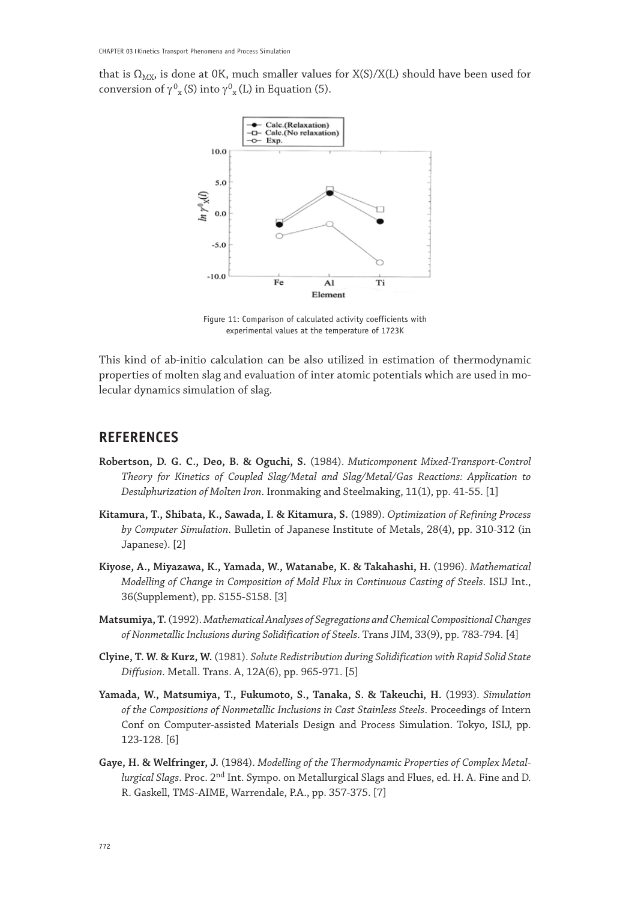that is $\Omega_{MX}$, is done at 0K, much smaller values for X(S)/X(L) should have been used for conversion of $\gamma^0_x$ (S) into $\gamma^0_x$ (L) in Equation (5).

Figure 11: Comparison of calculated activity coefficients with experimental values at the temperature of 1723K

This kind of ab-initio calculation can be also utilized in estimation of thermodynamic properties of molten slag and evaluation of inter atomic potentials which are used in molecular dynamics simulation of slag.

## REFERENCES

**Robertson, D. G. C., Deo, B. & Oguchi, S.** (1984). *Muticomponent Mixed-Transport-Control Theory for Kinetics of Coupled Slag/Metal and Slag/Metal/Gas Reactions: Application to Desulphurization of Molten Iron*. Ironmaking and Steelmaking, 11(1), pp. 41-55. [1]

**Kitamura, T., Shibata, K., Sawada, I. & Kitamura, S.** (1989). *Optimization of Refining Process by Computer Simulation*. Bulletin of Japanese Institute of Metals, 28(4), pp. 310-312 (in Japanese). [2]

**Kiyose, A., Miyazawa, K., Yamada, W., Watanabe, K. & Takahashi, H.** (1996). *Mathematical Modelling of Change in Composition of Mold Flux in Continuous Casting of Steels*. ISIJ Int., 36(Supplement), pp. S155-S158. [3]

**Matsumiya, T.** (1992). *Mathematical Analyses of Segregations and Chemical Compositional Changes of Nonmetallic Inclusions during Solidification of Steels*. Trans JIM, 33(9), pp. 783-794. [4]

**Clyine, T. W. & Kurz, W.** (1981). *Solute Redistribution during Solidification with Rapid Solid State Diffusion*. Metall. Trans. A, 12A(6), pp. 965-971. [5]

**Yamada, W., Matsumiya, T., Fukumoto, S., Tanaka, S. & Takeuchi, H.** (1993). *Simulation of the Compositions of Nonmetallic Inclusions in Cast Stainless Steels*. Proceedings of Intern Conf on Computer-assisted Materials Design and Process Simulation. Tokyo, ISIJ, pp. 123-128. [6]

**Gaye, H. & Welfringer, J.** (1984). *Modelling of the Thermodynamic Properties of Complex Metallurgical Slags*. Proc. 2nd Int. Sympo. on Metallurgical Slags and Flues, ed. H. A. Fine and D. R. Gaskell, TMS-AIME, Warrendale, P.A., pp. 357-375. [7]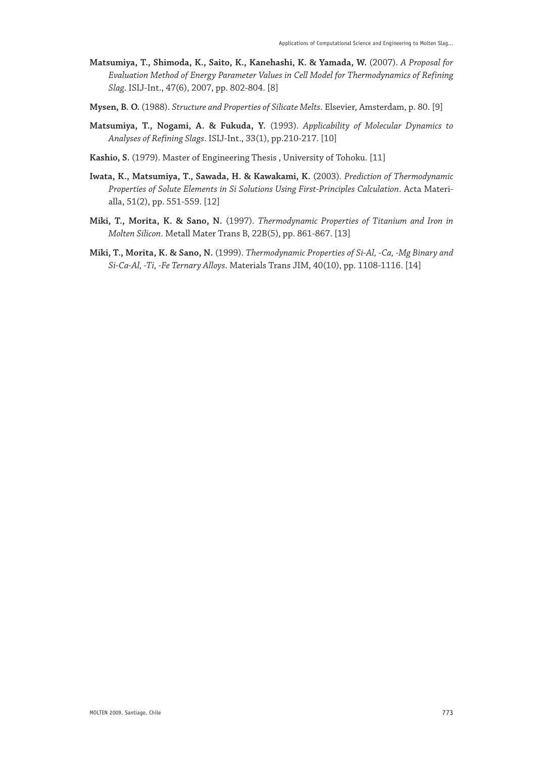**Matsumiya, T., Shimoda, K., Saito, K., Kanehashi, K. & Yamada, W.** (2007). *A Proposal for Evaluation Method of Energy Parameter Values in Cell Model for Thermodynamics of Refining Slag*. ISIJ-Int., 47(6), 2007, pp. 802-804. [8]

**Mysen, B. O.** (1988). *Structure and Properties of Silicate Melts*. Elsevier, Amsterdam, p. 80. [9]

**Matsumiya, T., Nogami, A. & Fukuda, Y.** (1993). *Applicability of Molecular Dynamics to Analyses of Refining Slags*. ISIJ-Int., 33(1), pp.210-217. [10]

**Kashio, S.** (1979). Master of Engineering Thesis , University of Tohoku. [11]

**Iwata, K., Matsumiya, T., Sawada, H. & Kawakami, K.** (2003). *Prediction of Thermodynamic Properties of Solute Elements in Si Solutions Using First-Principles Calculation*. Acta Materialla, 51(2), pp. 551-559. [12]

**Miki, T., Morita, K. & Sano, N.** (1997). *Thermodynamic Properties of Titanium and Iron in Molten Silicon*. Metall Mater Trans B, 22B(5), pp. 861-867. [13]

**Miki, T., Morita, K. & Sano, N.** (1999). *Thermodynamic Properties of Si-Al, -Ca, -Mg Binary and Si-Ca-Al, -Ti, -Fe Ternary Alloys*. Materials Trans JIM, 40(10), pp. 1108-1116. [14]